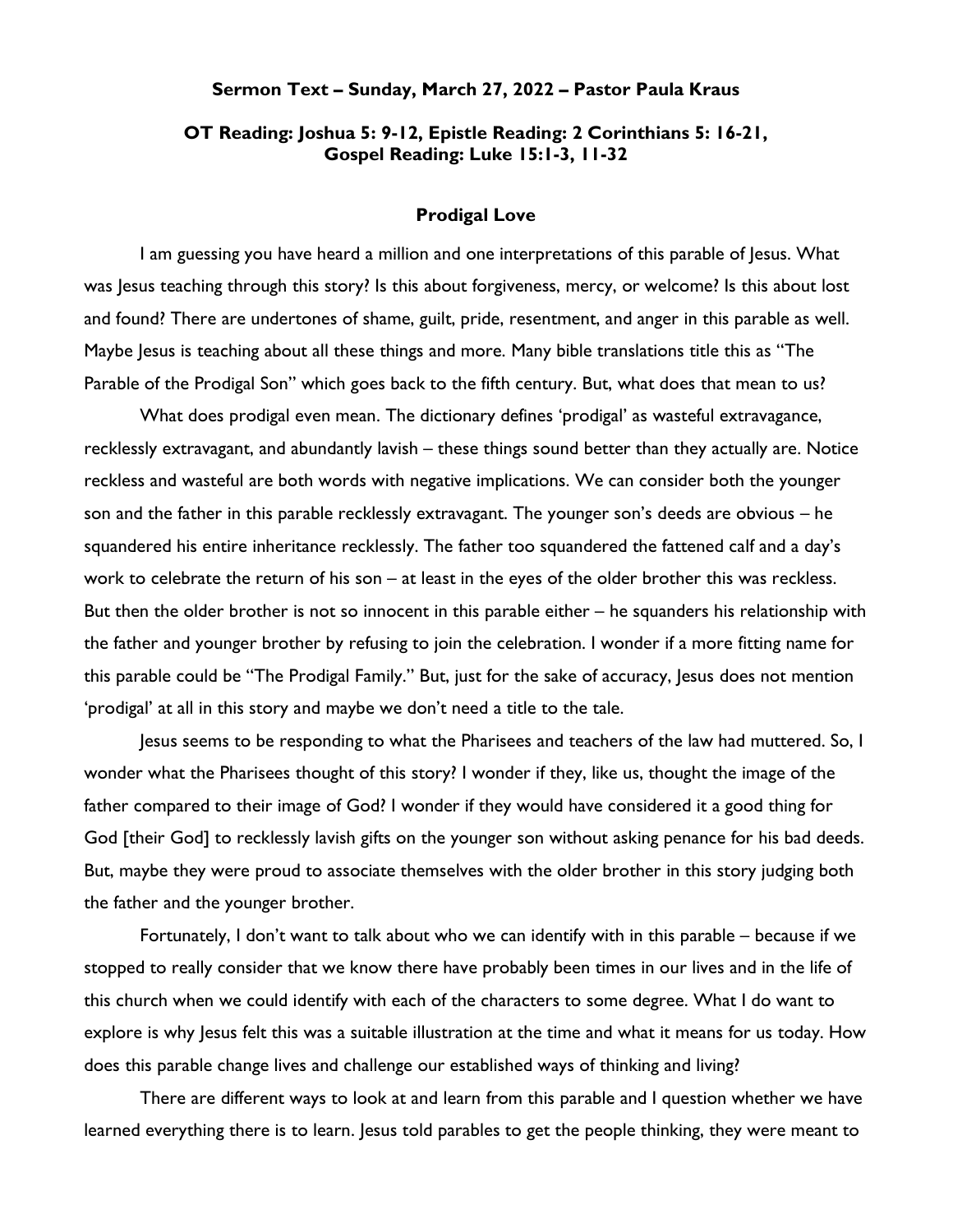**Sermon Text – Sunday, March 27, 2022 – Pastor Paula Kraus**

**OT Reading: Joshua 5: 9-12, Epistle Reading: 2 Corinthians 5: 16-21, Gospel Reading: Luke 15:1-3, 11-32**

## Prodigal Love

I am guessing you have heard a million and one interpretations of this parable of Jesus. What was Jesus teaching through this story? Is this about forgiveness, mercy, or welcome? Is this about lost and found? There are undertones of shame, guilt, pride, resentment, and anger in this parable as well. Maybe Jesus is teaching about all these things and more. Many bible translations title this as "The Parable of the Prodigal Son" which goes back to the fifth century. But, what does that mean to us?

What does prodigal even mean. The dictionary defines 'prodigal' as wasteful extravagance, recklessly extravagant, and abundantly lavish – these things sound better than they actually are. Notice reckless and wasteful are both words with negative implications. We can consider both the younger son and the father in this parable recklessly extravagant. The younger son's deeds are obvious – he squandered his entire inheritance recklessly. The father too squandered the fattened calf and a day's work to celebrate the return of his son – at least in the eyes of the older brother this was reckless. But then the older brother is not so innocent in this parable either – he squanders his relationship with the father and younger brother by refusing to join the celebration. I wonder if a more fitting name for this parable could be "The Prodigal Family." But, just for the sake of accuracy, Jesus does not mention 'prodigal' at all in this story and maybe we don't need a title to the tale.

Jesus seems to be responding to what the Pharisees and teachers of the law had muttered. So, I wonder what the Pharisees thought of this story? I wonder if they, like us, thought the image of the father compared to their image of God? I wonder if they would have considered it a good thing for God [their God] to recklessly lavish gifts on the younger son without asking penance for his bad deeds. But, maybe they were proud to associate themselves with the older brother in this story judging both the father and the younger brother.

Fortunately, I don't want to talk about who we can identify with in this parable – because if we stopped to really consider that we know there have probably been times in our lives and in the life of this church when we could identify with each of the characters to some degree. What I do want to explore is why Jesus felt this was a suitable illustration at the time and what it means for us today. How does this parable change lives and challenge our established ways of thinking and living?

There are different ways to look at and learn from this parable and I question whether we have learned everything there is to learn. Jesus told parables to get the people thinking, they were meant to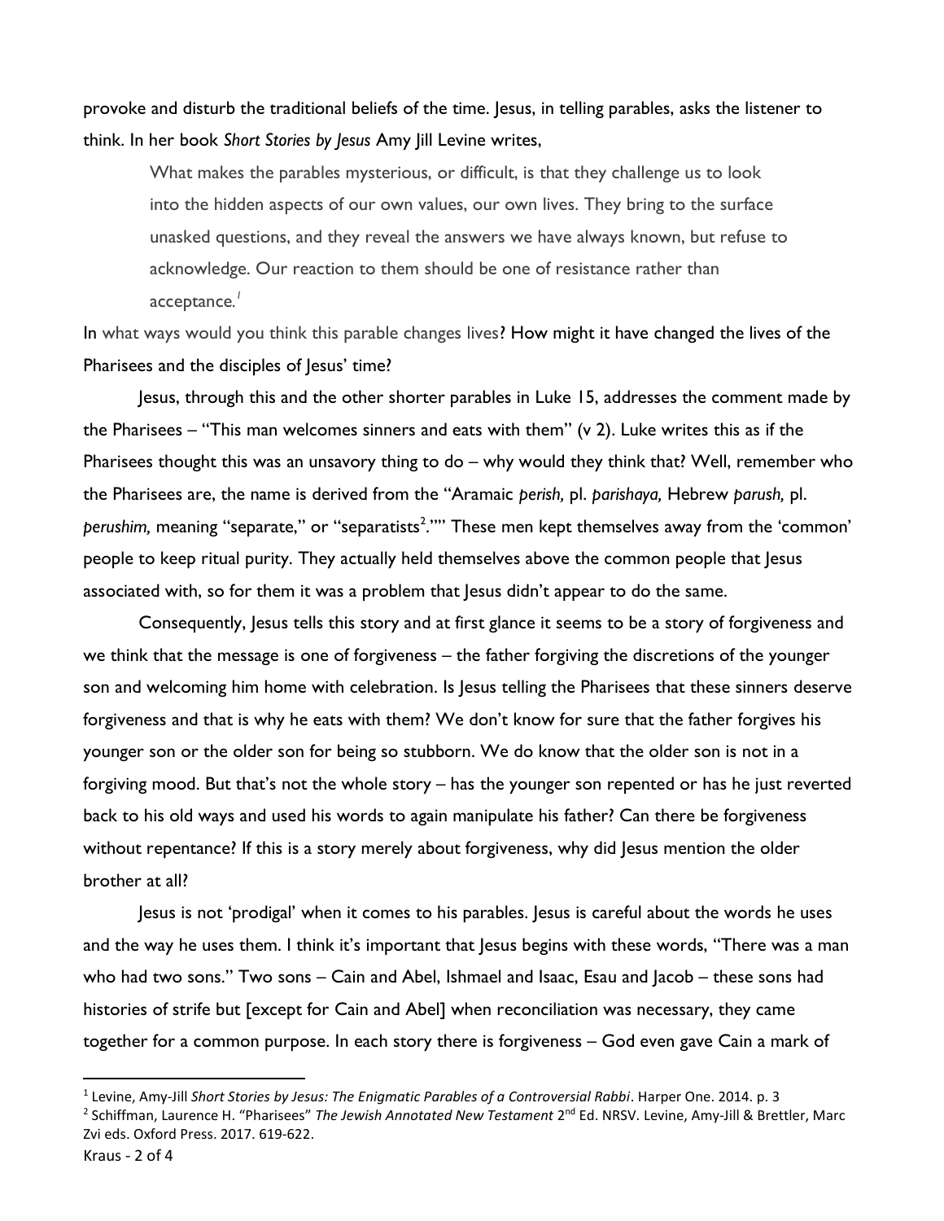provoke and disturb the traditional beliefs of the time. Jesus, in telling parables, asks the listener to think. In her book *Short Stories by Jesus* Amy Jill Levine writes,

> What makes the parables mysterious, or difficult, is that they challenge us to look into the hidden aspects of our own values, our own lives. They bring to the surface unasked questions, and they reveal the answers we have always known, but refuse to acknowledge. Our reaction to them should be one of resistance rather than acceptance.[1]

In what ways would you think this parable changes lives? How might it have changed the lives of the Pharisees and the disciples of Jesus' time?

Jesus, through this and the other shorter parables in Luke 15, addresses the comment made by the Pharisees – "This man welcomes sinners and eats with them" (v 2). Luke writes this as if the Pharisees thought this was an unsavory thing to do – why would they think that? Well, remember who the Pharisees are, the name is derived from the "Aramaic *perish,* pl. *parishaya,* Hebrew *parush,* pl. *perushim,* meaning "separate," or "separatists[2].''" These men kept themselves away from the 'common' people to keep ritual purity. They actually held themselves above the common people that Jesus associated with, so for them it was a problem that Jesus didn't appear to do the same.

Consequently, Jesus tells this story and at first glance it seems to be a story of forgiveness and we think that the message is one of forgiveness – the father forgiving the discretions of the younger son and welcoming him home with celebration. Is Jesus telling the Pharisees that these sinners deserve forgiveness and that is why he eats with them? We don't know for sure that the father forgives his younger son or the older son for being so stubborn. We do know that the older son is not in a forgiving mood. But that's not the whole story – has the younger son repented or has he just reverted back to his old ways and used his words to again manipulate his father? Can there be forgiveness without repentance? If this is a story merely about forgiveness, why did Jesus mention the older brother at all?

Jesus is not 'prodigal' when it comes to his parables. Jesus is careful about the words he uses and the way he uses them. I think it's important that Jesus begins with these words, "There was a man who had two sons." Two sons – Cain and Abel, Ishmael and Isaac, Esau and Jacob – these sons had histories of strife but [except for Cain and Abel] when reconciliation was necessary, they came together for a common purpose. In each story there is forgiveness – God even gave Cain a mark of

---

[1] Levine, Amy-Jill *Short Stories by Jesus: The Enigmatic Parables of a Controversial Rabbi*. Harper One. 2014. p. 3

[2] Schiffman, Laurence H. "Pharisees" *The Jewish Annotated New Testament* 2nd Ed. NRSV. Levine, Amy-Jill & Brettler, Marc Zvi eds. Oxford Press. 2017. 619-622.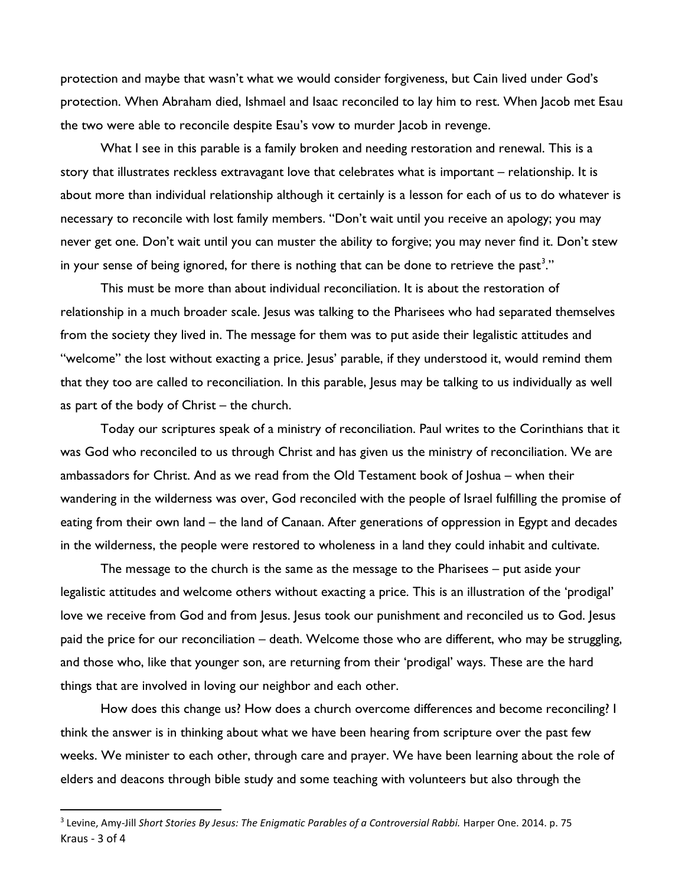protection and maybe that wasn't what we would consider forgiveness, but Cain lived under God's protection. When Abraham died, Ishmael and Isaac reconciled to lay him to rest. When Jacob met Esau the two were able to reconcile despite Esau's vow to murder Jacob in revenge.

What I see in this parable is a family broken and needing restoration and renewal. This is a story that illustrates reckless extravagant love that celebrates what is important – relationship. It is about more than individual relationship although it certainly is a lesson for each of us to do whatever is necessary to reconcile with lost family members. "Don't wait until you receive an apology; you may never get one. Don't wait until you can muster the ability to forgive; you may never find it. Don't stew in your sense of being ignored, for there is nothing that can be done to retrieve the past[3]."

This must be more than about individual reconciliation. It is about the restoration of relationship in a much broader scale. Jesus was talking to the Pharisees who had separated themselves from the society they lived in. The message for them was to put aside their legalistic attitudes and "welcome" the lost without exacting a price. Jesus' parable, if they understood it, would remind them that they too are called to reconciliation. In this parable, Jesus may be talking to us individually as well as part of the body of Christ – the church.

Today our scriptures speak of a ministry of reconciliation. Paul writes to the Corinthians that it was God who reconciled to us through Christ and has given us the ministry of reconciliation. We are ambassadors for Christ. And as we read from the Old Testament book of Joshua – when their wandering in the wilderness was over, God reconciled with the people of Israel fulfilling the promise of eating from their own land – the land of Canaan. After generations of oppression in Egypt and decades in the wilderness, the people were restored to wholeness in a land they could inhabit and cultivate.

The message to the church is the same as the message to the Pharisees – put aside your legalistic attitudes and welcome others without exacting a price. This is an illustration of the 'prodigal' love we receive from God and from Jesus. Jesus took our punishment and reconciled us to God. Jesus paid the price for our reconciliation – death. Welcome those who are different, who may be struggling, and those who, like that younger son, are returning from their 'prodigal' ways. These are the hard things that are involved in loving our neighbor and each other.

How does this change us? How does a church overcome differences and become reconciling? I think the answer is in thinking about what we have been hearing from scripture over the past few weeks. We minister to each other, through care and prayer. We have been learning about the role of elders and deacons through bible study and some teaching with volunteers but also through the

---

[3] Levine, Amy-Jill *Short Stories By Jesus: The Enigmatic Parables of a Controversial Rabbi.* Harper One. 2014. p. 75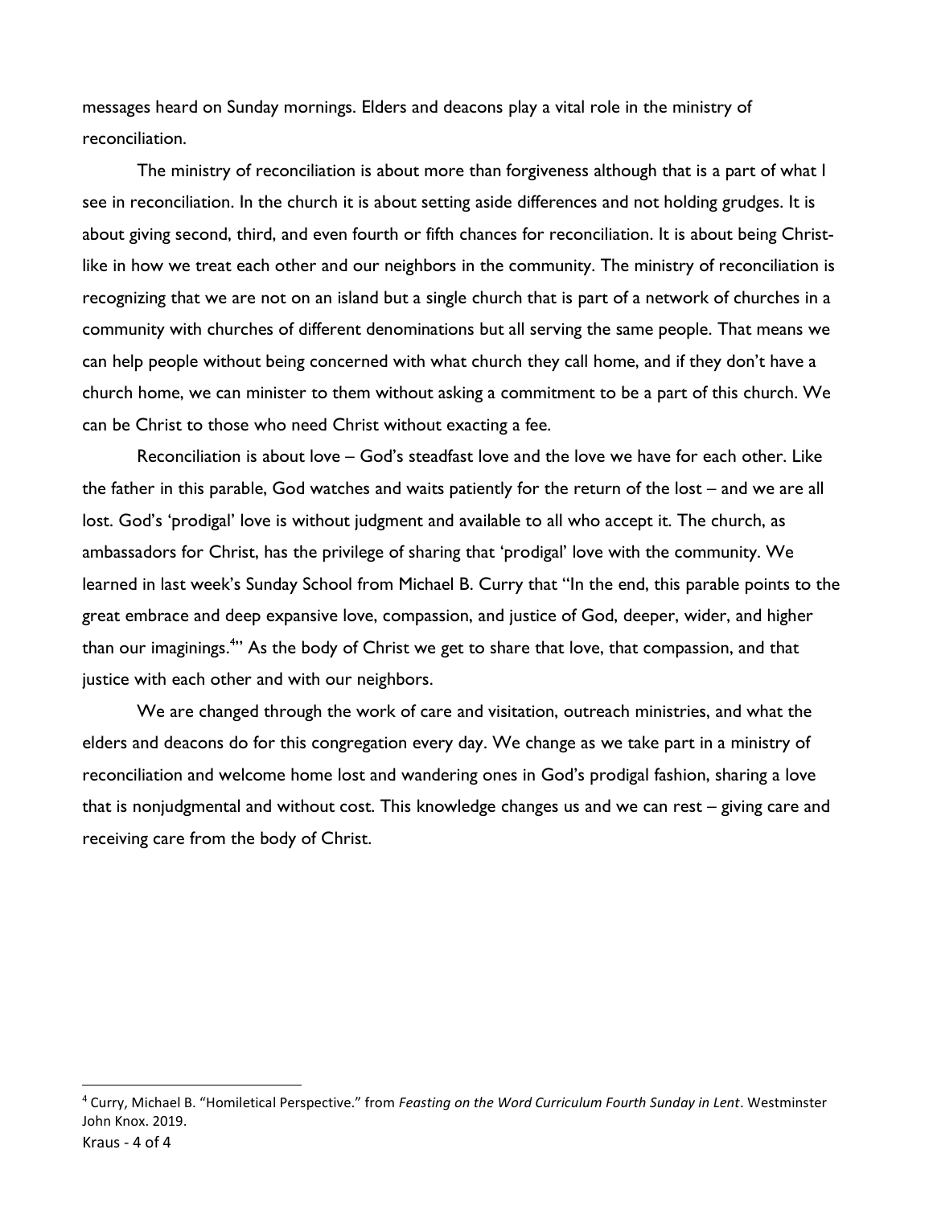messages heard on Sunday mornings. Elders and deacons play a vital role in the ministry of reconciliation.

The ministry of reconciliation is about more than forgiveness although that is a part of what I see in reconciliation. In the church it is about setting aside differences and not holding grudges. It is about giving second, third, and even fourth or fifth chances for reconciliation. It is about being Christ-like in how we treat each other and our neighbors in the community. The ministry of reconciliation is recognizing that we are not on an island but a single church that is part of a network of churches in a community with churches of different denominations but all serving the same people. That means we can help people without being concerned with what church they call home, and if they don't have a church home, we can minister to them without asking a commitment to be a part of this church. We can be Christ to those who need Christ without exacting a fee.

Reconciliation is about love – God's steadfast love and the love we have for each other. Like the father in this parable, God watches and waits patiently for the return of the lost – and we are all lost. God's 'prodigal' love is without judgment and available to all who accept it. The church, as ambassadors for Christ, has the privilege of sharing that 'prodigal' love with the community. We learned in last week's Sunday School from Michael B. Curry that "In the end, this parable points to the great embrace and deep expansive love, compassion, and justice of God, deeper, wider, and higher than our imaginings.[4]" As the body of Christ we get to share that love, that compassion, and that justice with each other and with our neighbors.

We are changed through the work of care and visitation, outreach ministries, and what the elders and deacons do for this congregation every day. We change as we take part in a ministry of reconciliation and welcome home lost and wandering ones in God's prodigal fashion, sharing a love that is nonjudgmental and without cost. This knowledge changes us and we can rest – giving care and receiving care from the body of Christ.

---

[4] Curry, Michael B. "Homiletical Perspective." from *Feasting on the Word Curriculum Fourth Sunday in Lent*. Westminster John Knox. 2019.